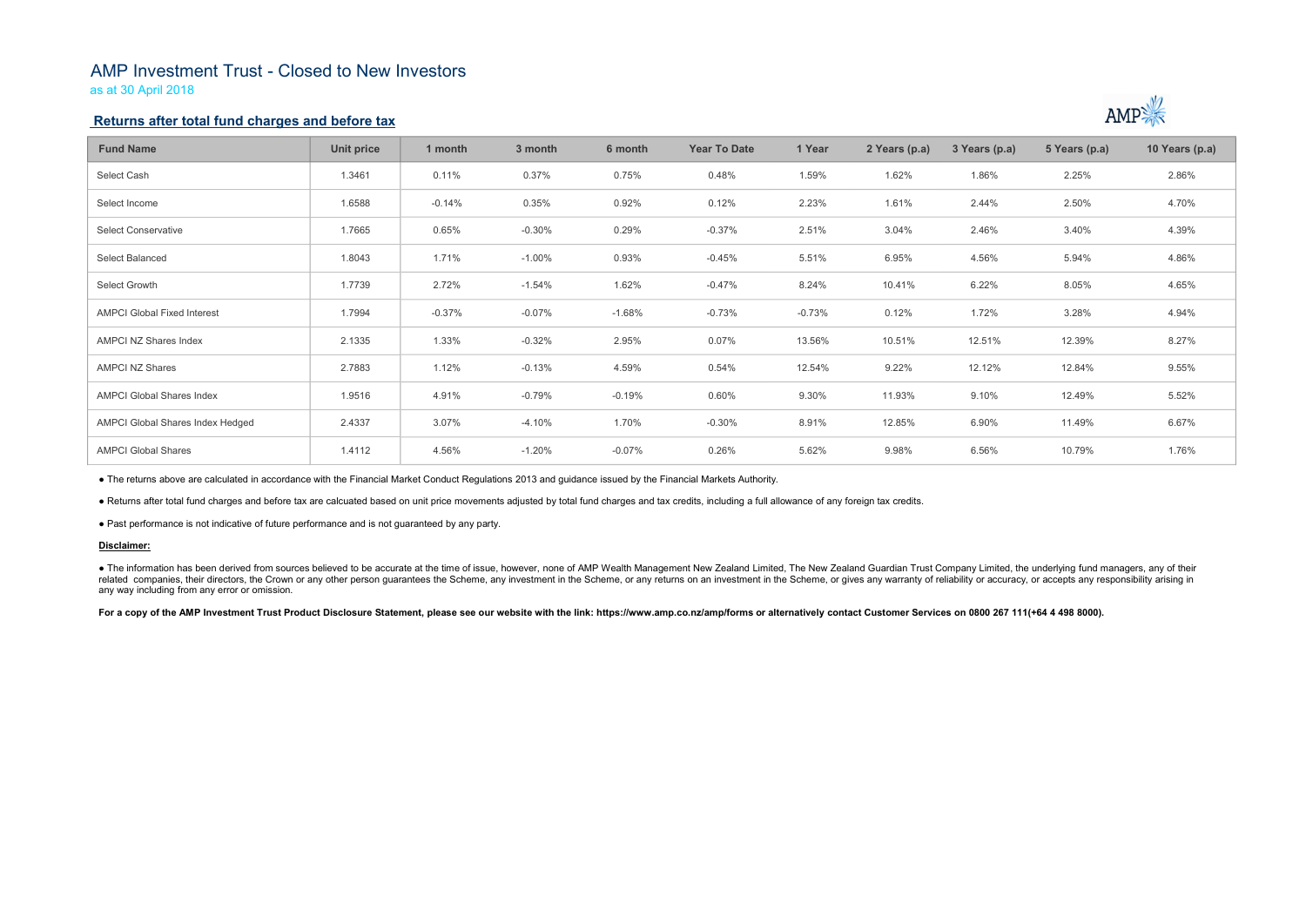# AMP Investment Trust - Closed to New Investors

as at 30 April 2018

## Returns after total fund charges and before tax

| Fund Name | Unit price | 1 month | 3 month | 6 month | Year To Date | 1 Year | 2 Years (p.a) | 3 Years (p.a) | 5 Years (p.a) | 10 Years (p.a) |
|---|---|---|---|---|---|---|---|---|---|---|
| Select Cash | 1.3461 | 0.11% | 0.37% | 0.75% | 0.48% | 1.59% | 1.62% | 1.86% | 2.25% | 2.86% |
| Select Income | 1.6588 | -0.14% | 0.35% | 0.92% | 0.12% | 2.23% | 1.61% | 2.44% | 2.50% | 4.70% |
| Select Conservative | 1.7665 | 0.65% | -0.30% | 0.29% | -0.37% | 2.51% | 3.04% | 2.46% | 3.40% | 4.39% |
| Select Balanced | 1.8043 | 1.71% | -1.00% | 0.93% | -0.45% | 5.51% | 6.95% | 4.56% | 5.94% | 4.86% |
| Select Growth | 1.7739 | 2.72% | -1.54% | 1.62% | -0.47% | 8.24% | 10.41% | 6.22% | 8.05% | 4.65% |
| AMPCI Global Fixed Interest | 1.7994 | -0.37% | -0.07% | -1.68% | -0.73% | -0.73% | 0.12% | 1.72% | 3.28% | 4.94% |
| AMPCI NZ Shares Index | 2.1335 | 1.33% | -0.32% | 2.95% | 0.07% | 13.56% | 10.51% | 12.51% | 12.39% | 8.27% |
| AMPCI NZ Shares | 2.7883 | 1.12% | -0.13% | 4.59% | 0.54% | 12.54% | 9.22% | 12.12% | 12.84% | 9.55% |
| AMPCI Global Shares Index | 1.9516 | 4.91% | -0.79% | -0.19% | 0.60% | 9.30% | 11.93% | 9.10% | 12.49% | 5.52% |
| AMPCI Global Shares Index Hedged | 2.4337 | 3.07% | -4.10% | 1.70% | -0.30% | 8.91% | 12.85% | 6.90% | 11.49% | 6.67% |
| AMPCI Global Shares | 1.4112 | 4.56% | -1.20% | -0.07% | 0.26% | 5.62% | 9.98% | 6.56% | 10.79% | 1.76% |

- The returns above are calculated in accordance with the Financial Market Conduct Regulations 2013 and guidance issued by the Financial Markets Authority.

- Returns after total fund charges and before tax are calcuated based on unit price movements adjusted by total fund charges and tax credits, including a full allowance of any foreign tax credits.

- Past performance is not indicative of future performance and is not guaranteed by any party.

**Disclaimer:**

- The information has been derived from sources believed to be accurate at the time of issue, however, none of AMP Wealth Management New Zealand Limited, The New Zealand Guardian Trust Company Limited, the underlying fund managers, any of their related companies, their directors, the Crown or any other person guarantees the Scheme, any investment in the Scheme, or any returns on an investment in the Scheme, or gives any warranty of reliability or accuracy, or accepts any responsibility arising in any way including from any error or omission.

**For a copy of the AMP Investment Trust Product Disclosure Statement, please see our website with the link: https://www.amp.co.nz/amp/forms or alternatively contact Customer Services on 0800 267 111(+64 4 498 8000).**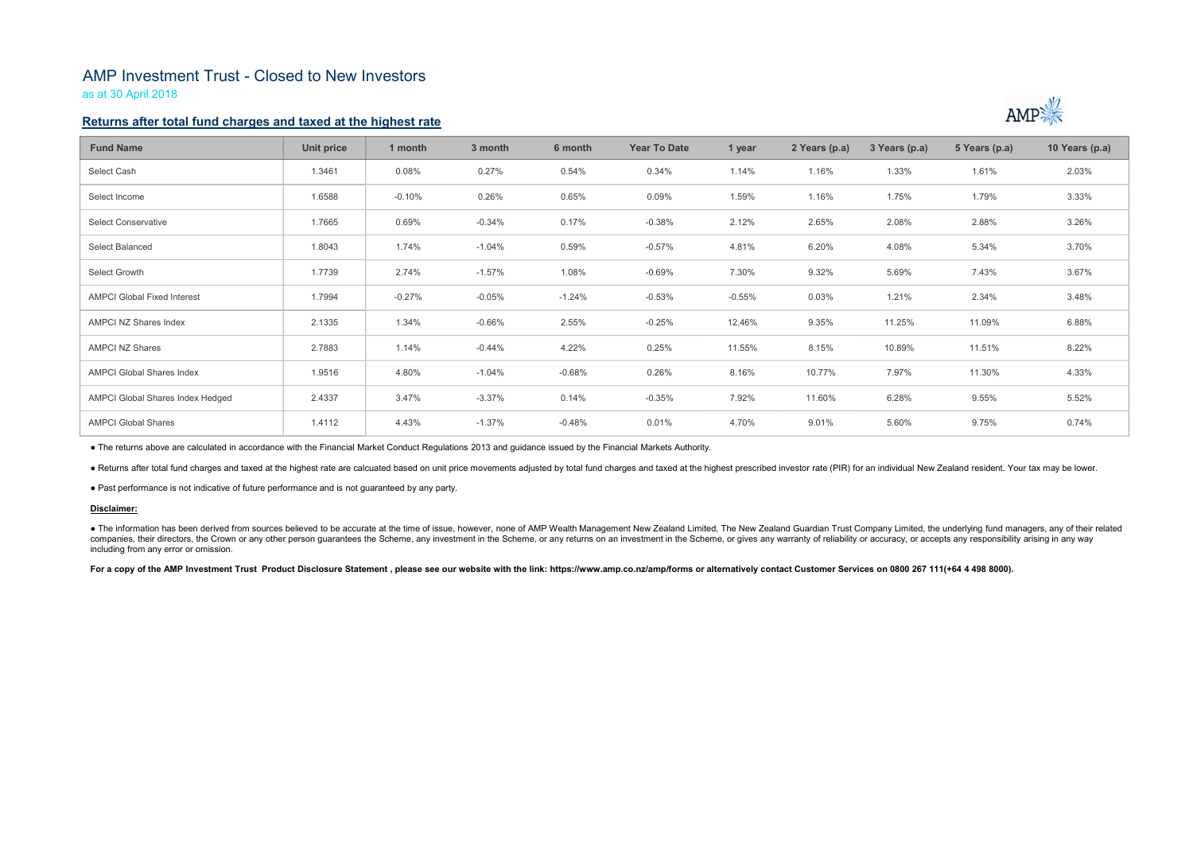# AMP Investment Trust - Closed to New Investors

as at 30 April 2018

## Returns after total fund charges and taxed at the highest rate

| Fund Name | Unit price | 1 month | 3 month | 6 month | Year To Date | 1 year | 2 Years (p.a) | 3 Years (p.a) | 5 Years (p.a) | 10 Years (p.a) |
|---|---|---|---|---|---|---|---|---|---|---|
| Select Cash | 1.3461 | 0.08% | 0.27% | 0.54% | 0.34% | 1.14% | 1.16% | 1.33% | 1.61% | 2.03% |
| Select Income | 1.6588 | -0.10% | 0.26% | 0.65% | 0.09% | 1.59% | 1.16% | 1.75% | 1.79% | 3.33% |
| Select Conservative | 1.7665 | 0.69% | -0.34% | 0.17% | -0.38% | 2.12% | 2.65% | 2.08% | 2.88% | 3.26% |
| Select Balanced | 1.8043 | 1.74% | -1.04% | 0.59% | -0.57% | 4.81% | 6.20% | 4.08% | 5.34% | 3.70% |
| Select Growth | 1.7739 | 2.74% | -1.57% | 1.08% | -0.69% | 7.30% | 9.32% | 5.69% | 7.43% | 3.67% |
| AMPCI Global Fixed Interest | 1.7994 | -0.27% | -0.05% | -1.24% | -0.53% | -0.55% | 0.03% | 1.21% | 2.34% | 3.48% |
| AMPCI NZ Shares Index | 2.1335 | 1.34% | -0.66% | 2.55% | -0.25% | 12.46% | 9.35% | 11.25% | 11.09% | 6.88% |
| AMPCI NZ Shares | 2.7883 | 1.14% | -0.44% | 4.22% | 0.25% | 11.55% | 8.15% | 10.89% | 11.51% | 8.22% |
| AMPCI Global Shares Index | 1.9516 | 4.80% | -1.04% | -0.68% | 0.26% | 8.16% | 10.77% | 7.97% | 11.30% | 4.33% |
| AMPCI Global Shares Index Hedged | 2.4337 | 3.47% | -3.37% | 0.14% | -0.35% | 7.92% | 11.60% | 6.28% | 9.55% | 5.52% |
| AMPCI Global Shares | 1.4112 | 4.43% | -1.37% | -0.48% | 0.01% | 4.70% | 9.01% | 5.60% | 9.75% | 0.74% |

- The returns above are calculated in accordance with the Financial Market Conduct Regulations 2013 and guidance issued by the Financial Markets Authority.
- Returns after total fund charges and taxed at the highest rate are calcuated based on unit price movements adjusted by total fund charges and taxed at the highest prescribed investor rate (PIR) for an individual New Zealand resident. Your tax may be lower.
- Past performance is not indicative of future performance and is not guaranteed by any party.

**Disclaimer:**

- The information has been derived from sources believed to be accurate at the time of issue, however, none of AMP Wealth Management New Zealand Limited, The New Zealand Guardian Trust Company Limited, the underlying fund managers, any of their related companies, their directors, the Crown or any other person guarantees the Scheme, any investment in the Scheme, or any returns on an investment in the Scheme, or gives any warranty of reliability or accuracy, or accepts any responsibility arising in any way including from any error or omission.

**For a copy of the AMP Investment Trust Product Disclosure Statement , please see our website with the link: https://www.amp.co.nz/amp/forms or alternatively contact Customer Services on 0800 267 111(+64 4 498 8000).**